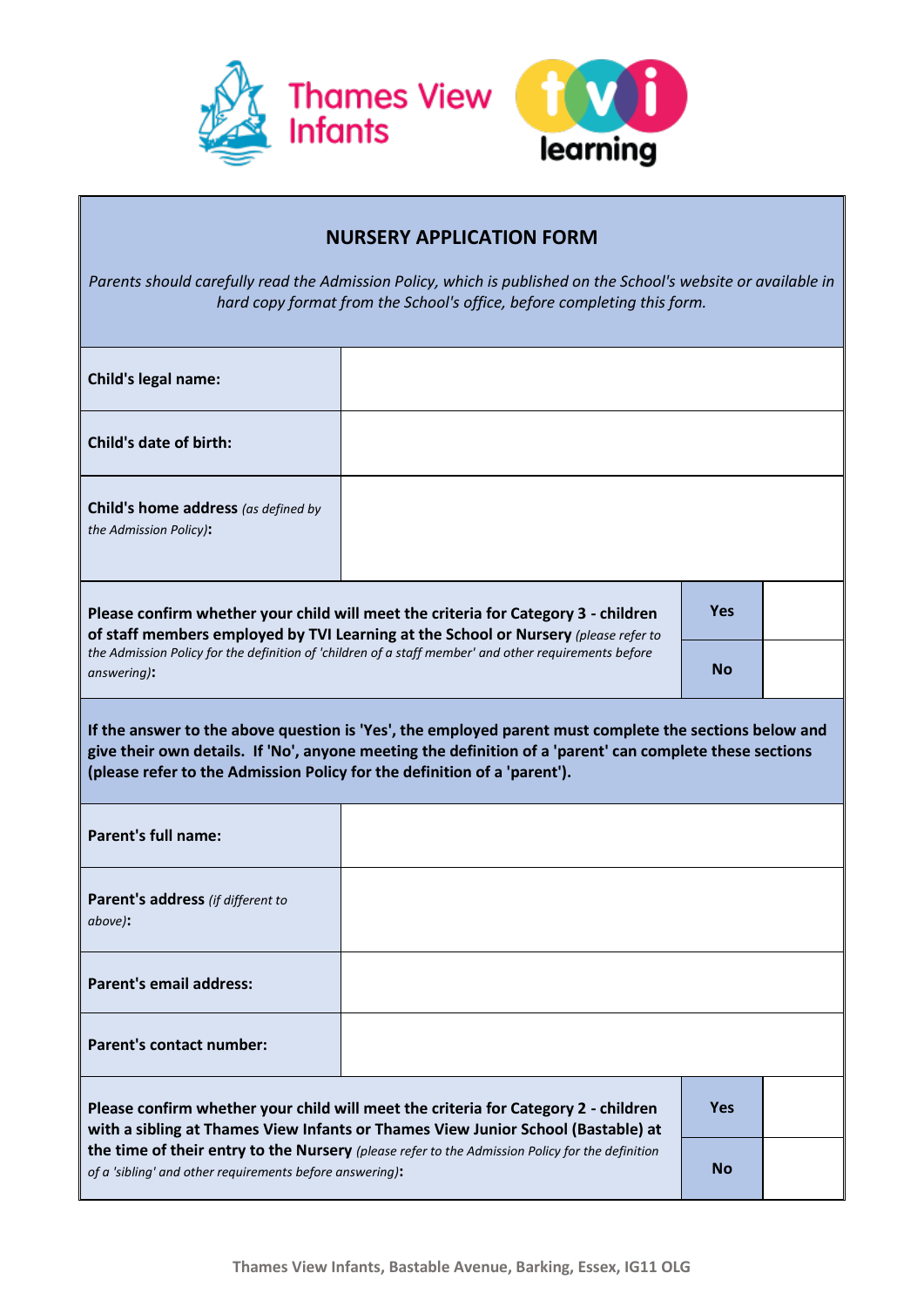Thames View Infants

tvi learning

# NURSERY APPLICATION FORM

*Parents should carefully read the Admission Policy, which is published on the School's website or available in hard copy format from the School's office, before completing this form.*

| | |
|---|---|
| **Child's legal name:** | |
| **Child's date of birth:** | |
| **Child's home address** *(as defined by the Admission Policy)***:** | |

| | | |
|---|---|---|
| **Please confirm whether your child will meet the criteria for Category 3 - children of staff members employed by TVI Learning at the School or Nursery** *(please refer to the Admission Policy for the definition of 'children of a staff member' and other requirements before answering)***:** | **Yes** | |
| | **No** | |

**If the answer to the above question is 'Yes', the employed parent must complete the sections below and give their own details. If 'No', anyone meeting the definition of a 'parent' can complete these sections (please refer to the Admission Policy for the definition of a 'parent').**

| | |
|---|---|
| **Parent's full name:** | |
| **Parent's address** *(if different to above)***:** | |
| **Parent's email address:** | |
| **Parent's contact number:** | |

| | | |
|---|---|---|
| **Please confirm whether your child will meet the criteria for Category 2 - children with a sibling at Thames View Infants or Thames View Junior School (Bastable) at the time of their entry to the Nursery** *(please refer to the Admission Policy for the definition of a 'sibling' and other requirements before answering)***:** | **Yes** | |
| | **No** | |

Thames View Infants, Bastable Avenue, Barking, Essex, IG11 0LG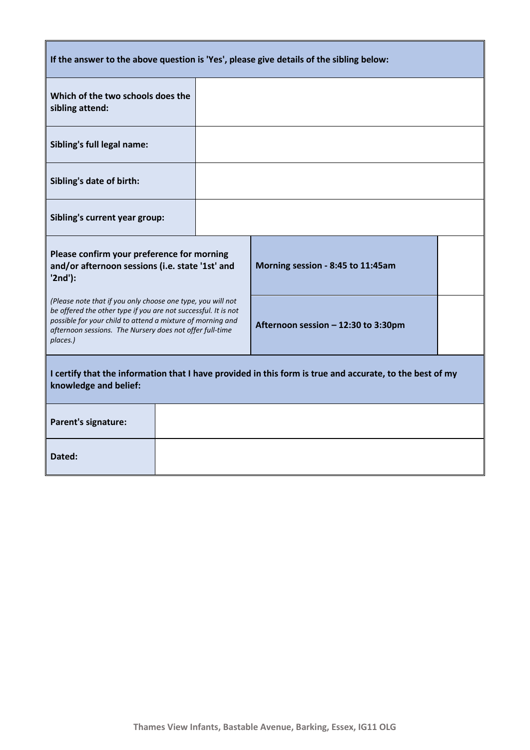| **If the answer to the above question is 'Yes', please give details of the sibling below:** | |
|---|---|
| **Which of the two schools does the sibling attend:** | |
| **Sibling's full legal name:** | |
| **Sibling's date of birth:** | |
| **Sibling's current year group:** | |

| | | |
|---|---|---|
| **Please confirm your preference for morning and/or afternoon sessions (i.e. state '1st' and '2nd'):** *(Please note that if you only choose one type, you will not be offered the other type if you are not successful. It is not possible for your child to attend a mixture of morning and afternoon sessions. The Nursery does not offer full-time places.)* | **Morning session - 8:45 to 11:45am** | |
| | **Afternoon session – 12:30 to 3:30pm** | |

| **I certify that the information that I have provided in this form is true and accurate, to the best of my knowledge and belief:** | |
|---|---|
| **Parent's signature:** | |
| **Dated:** | |

Thames View Infants, Bastable Avenue, Barking, Essex, IG11 OLG